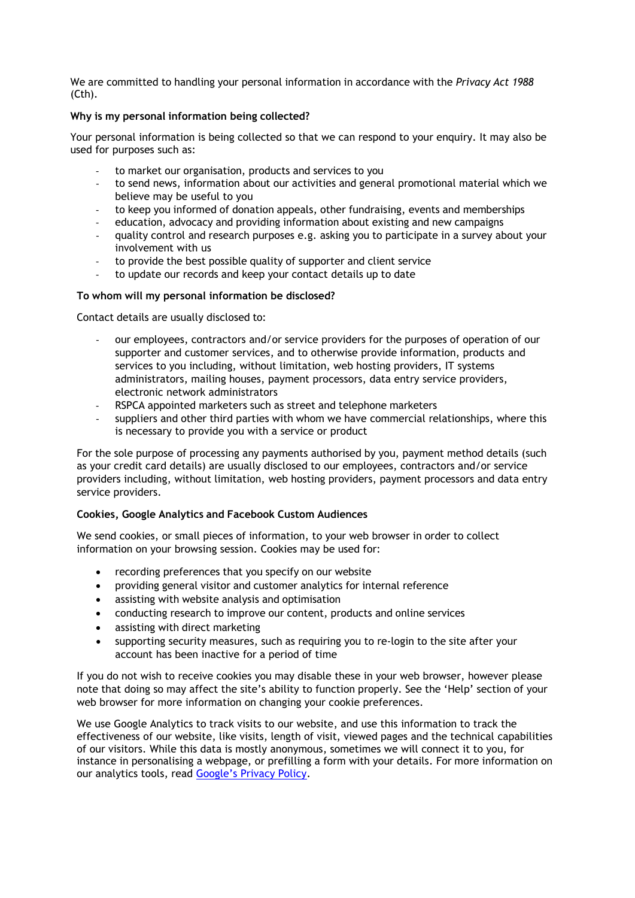We are committed to handling your personal information in accordance with the *Privacy Act 1988* (Cth).

**Why is my personal information being collected?**

Your personal information is being collected so that we can respond to your enquiry. It may also be used for purposes such as:

- to market our organisation, products and services to you
- to send news, information about our activities and general promotional material which we believe may be useful to you
- to keep you informed of donation appeals, other fundraising, events and memberships
- education, advocacy and providing information about existing and new campaigns
- quality control and research purposes e.g. asking you to participate in a survey about your involvement with us
- to provide the best possible quality of supporter and client service
- to update our records and keep your contact details up to date

**To whom will my personal information be disclosed?**

Contact details are usually disclosed to:

- our employees, contractors and/or service providers for the purposes of operation of our supporter and customer services, and to otherwise provide information, products and services to you including, without limitation, web hosting providers, IT systems administrators, mailing houses, payment processors, data entry service providers, electronic network administrators
- RSPCA appointed marketers such as street and telephone marketers
- suppliers and other third parties with whom we have commercial relationships, where this is necessary to provide you with a service or product

For the sole purpose of processing any payments authorised by you, payment method details (such as your credit card details) are usually disclosed to our employees, contractors and/or service providers including, without limitation, web hosting providers, payment processors and data entry service providers.

**Cookies, Google Analytics and Facebook Custom Audiences**

We send cookies, or small pieces of information, to your web browser in order to collect information on your browsing session. Cookies may be used for:

- recording preferences that you specify on our website
- providing general visitor and customer analytics for internal reference
- assisting with website analysis and optimisation
- conducting research to improve our content, products and online services
- assisting with direct marketing
- supporting security measures, such as requiring you to re-login to the site after your account has been inactive for a period of time

If you do not wish to receive cookies you may disable these in your web browser, however please note that doing so may affect the site's ability to function properly. See the 'Help' section of your web browser for more information on changing your cookie preferences.

We use Google Analytics to track visits to our website, and use this information to track the effectiveness of our website, like visits, length of visit, viewed pages and the technical capabilities of our visitors. While this data is mostly anonymous, sometimes we will connect it to you, for instance in personalising a webpage, or prefilling a form with your details. For more information on our analytics tools, read Google's Privacy Policy.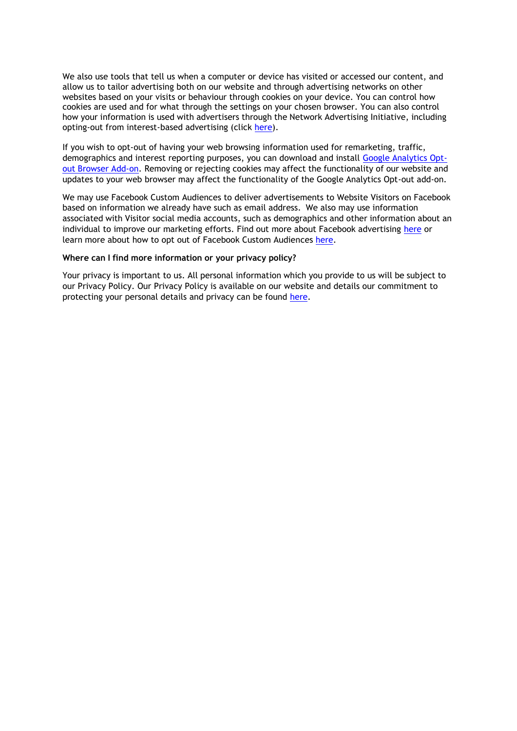We also use tools that tell us when a computer or device has visited or accessed our content, and allow us to tailor advertising both on our website and through advertising networks on other websites based on your visits or behaviour through cookies on your device. You can control how cookies are used and for what through the settings on your chosen browser. You can also control how your information is used with advertisers through the Network Advertising Initiative, including opting-out from interest-based advertising (click here).

If you wish to opt-out of having your web browsing information used for remarketing, traffic, demographics and interest reporting purposes, you can download and install Google Analytics Opt-out Browser Add-on. Removing or rejecting cookies may affect the functionality of our website and updates to your web browser may affect the functionality of the Google Analytics Opt-out add-on.

We may use Facebook Custom Audiences to deliver advertisements to Website Visitors on Facebook based on information we already have such as email address. We also may use information associated with Visitor social media accounts, such as demographics and other information about an individual to improve our marketing efforts. Find out more about Facebook advertising here or learn more about how to opt out of Facebook Custom Audiences here.

**Where can I find more information or your privacy policy?**

Your privacy is important to us. All personal information which you provide to us will be subject to our Privacy Policy. Our Privacy Policy is available on our website and details our commitment to protecting your personal details and privacy can be found here.